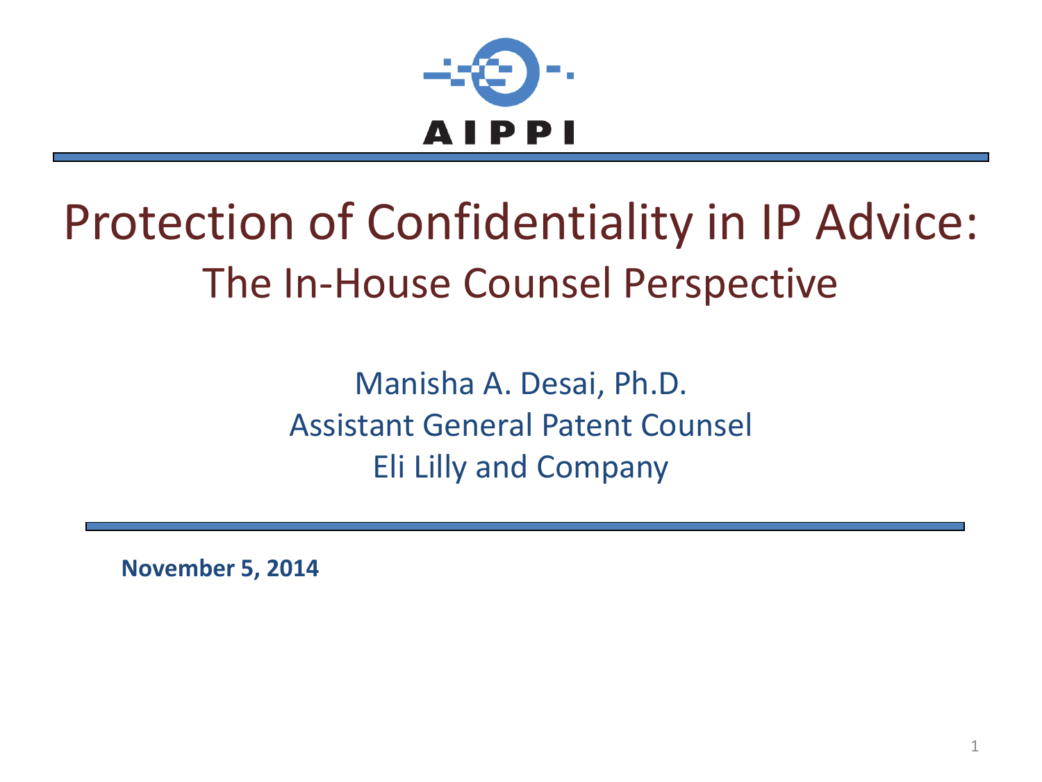AIPPI

# Protection of Confidentiality in IP Advice:

## The In-House Counsel Perspective

Manisha A. Desai, Ph.D.
Assistant General Patent Counsel
Eli Lilly and Company

**November 5, 2014**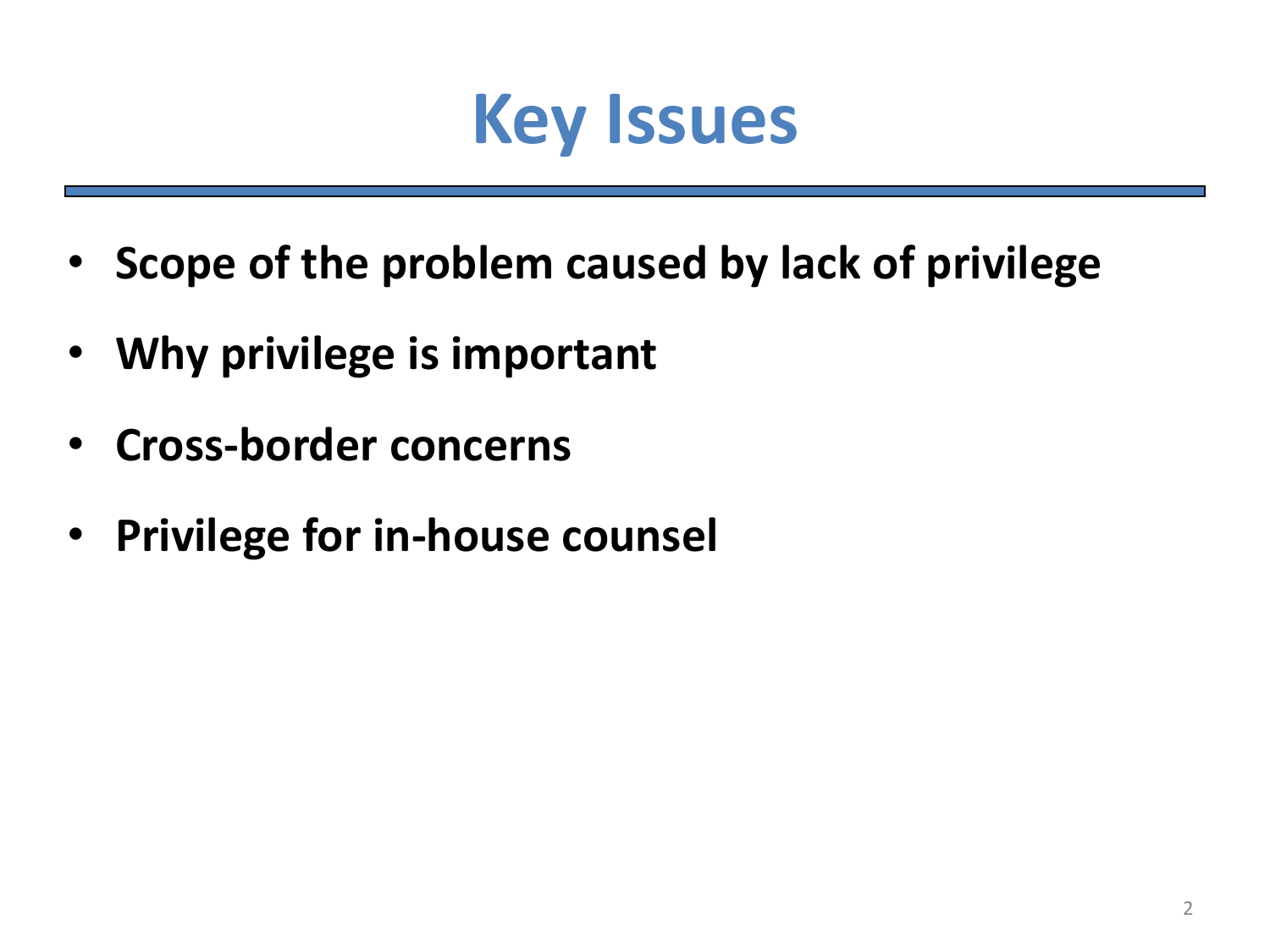# Key Issues

- **Scope of the problem caused by lack of privilege**
- **Why privilege is important**
- **Cross-border concerns**
- **Privilege for in-house counsel**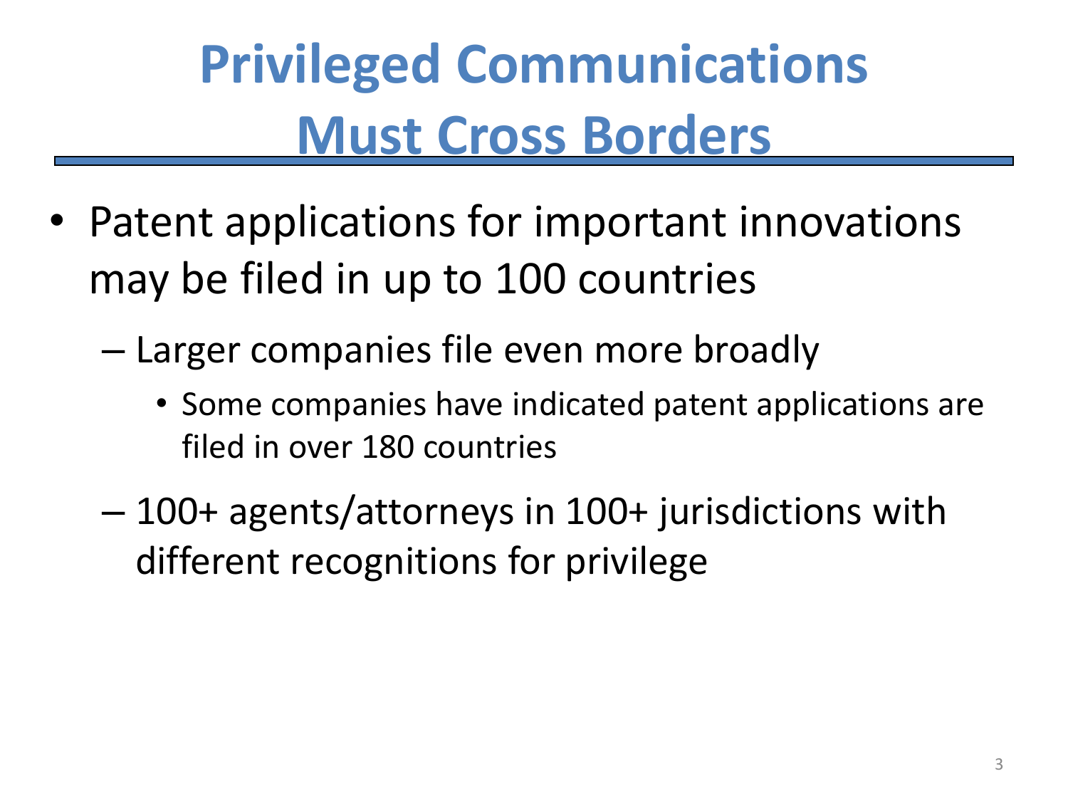# Privileged Communications Must Cross Borders

- Patent applications for important innovations may be filed in up to 100 countries
  - Larger companies file even more broadly
    - Some companies have indicated patent applications are filed in over 180 countries
  - 100+ agents/attorneys in 100+ jurisdictions with different recognitions for privilege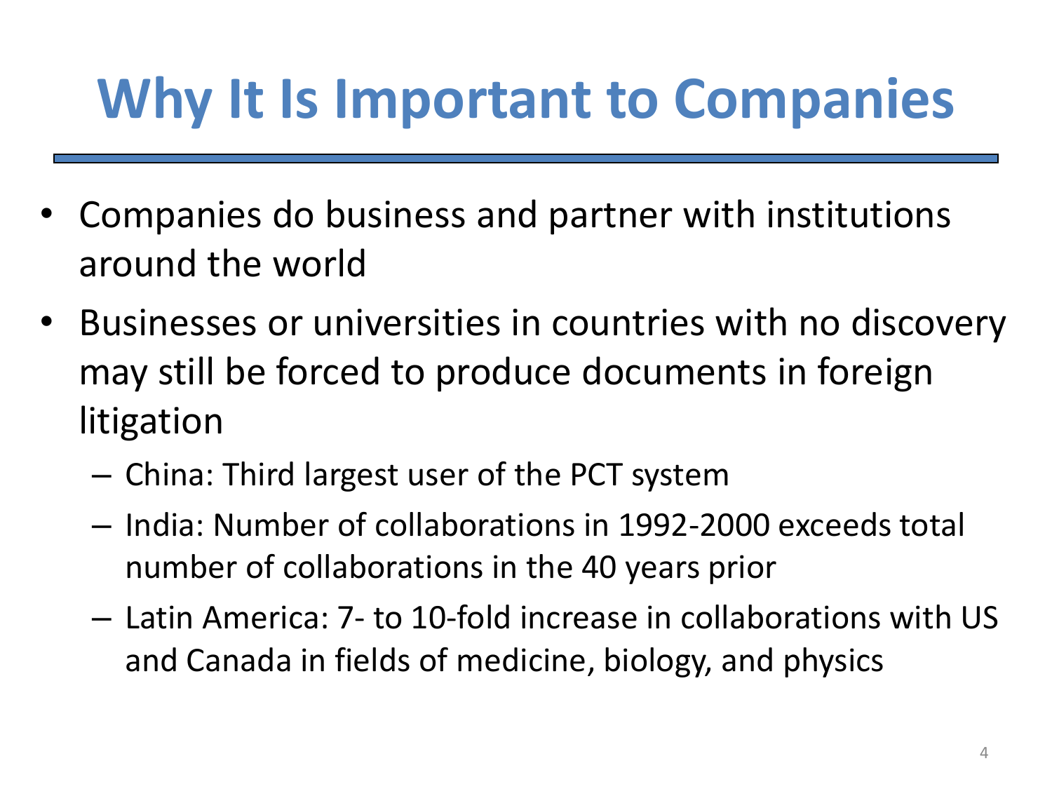# Why It Is Important to Companies

- Companies do business and partner with institutions around the world
- Businesses or universities in countries with no discovery may still be forced to produce documents in foreign litigation
  - China: Third largest user of the PCT system
  - India: Number of collaborations in 1992-2000 exceeds total number of collaborations in the 40 years prior
  - Latin America: 7- to 10-fold increase in collaborations with US and Canada in fields of medicine, biology, and physics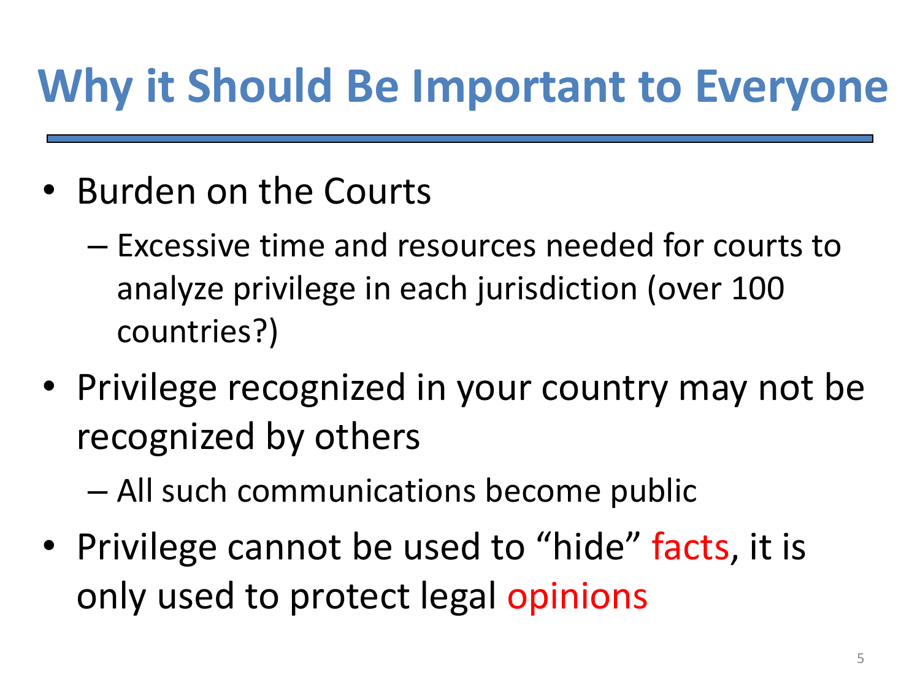# Why it Should Be Important to Everyone

- Burden on the Courts
  - Excessive time and resources needed for courts to analyze privilege in each jurisdiction (over 100 countries?)
- Privilege recognized in your country may not be recognized by others
  - All such communications become public
- Privilege cannot be used to "hide" facts, it is only used to protect legal opinions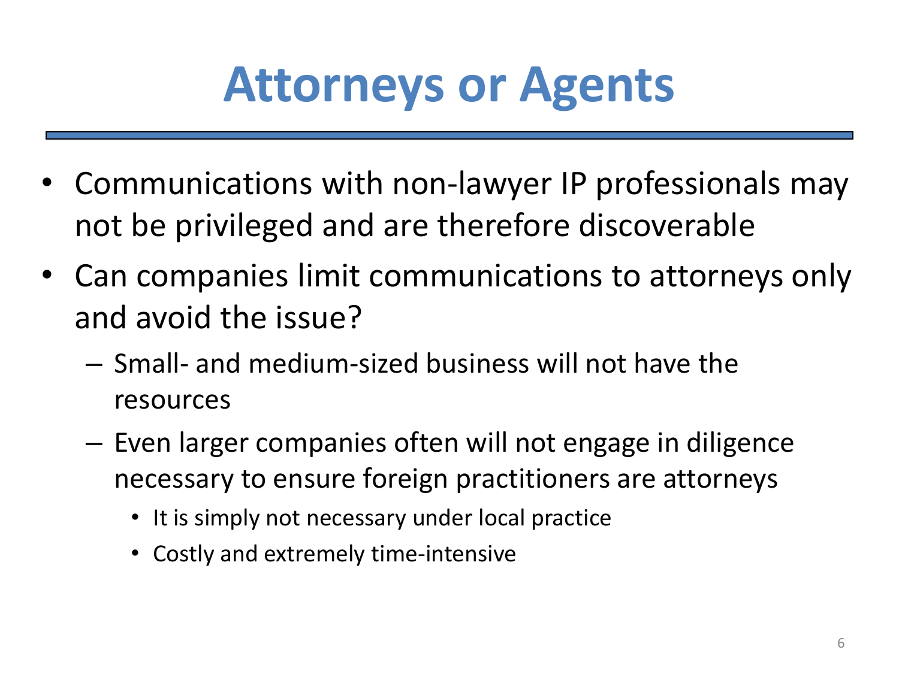# Attorneys or Agents

- Communications with non-lawyer IP professionals may not be privileged and are therefore discoverable
- Can companies limit communications to attorneys only and avoid the issue?
  - Small- and medium-sized business will not have the resources
  - Even larger companies often will not engage in diligence necessary to ensure foreign practitioners are attorneys
    - It is simply not necessary under local practice
    - Costly and extremely time-intensive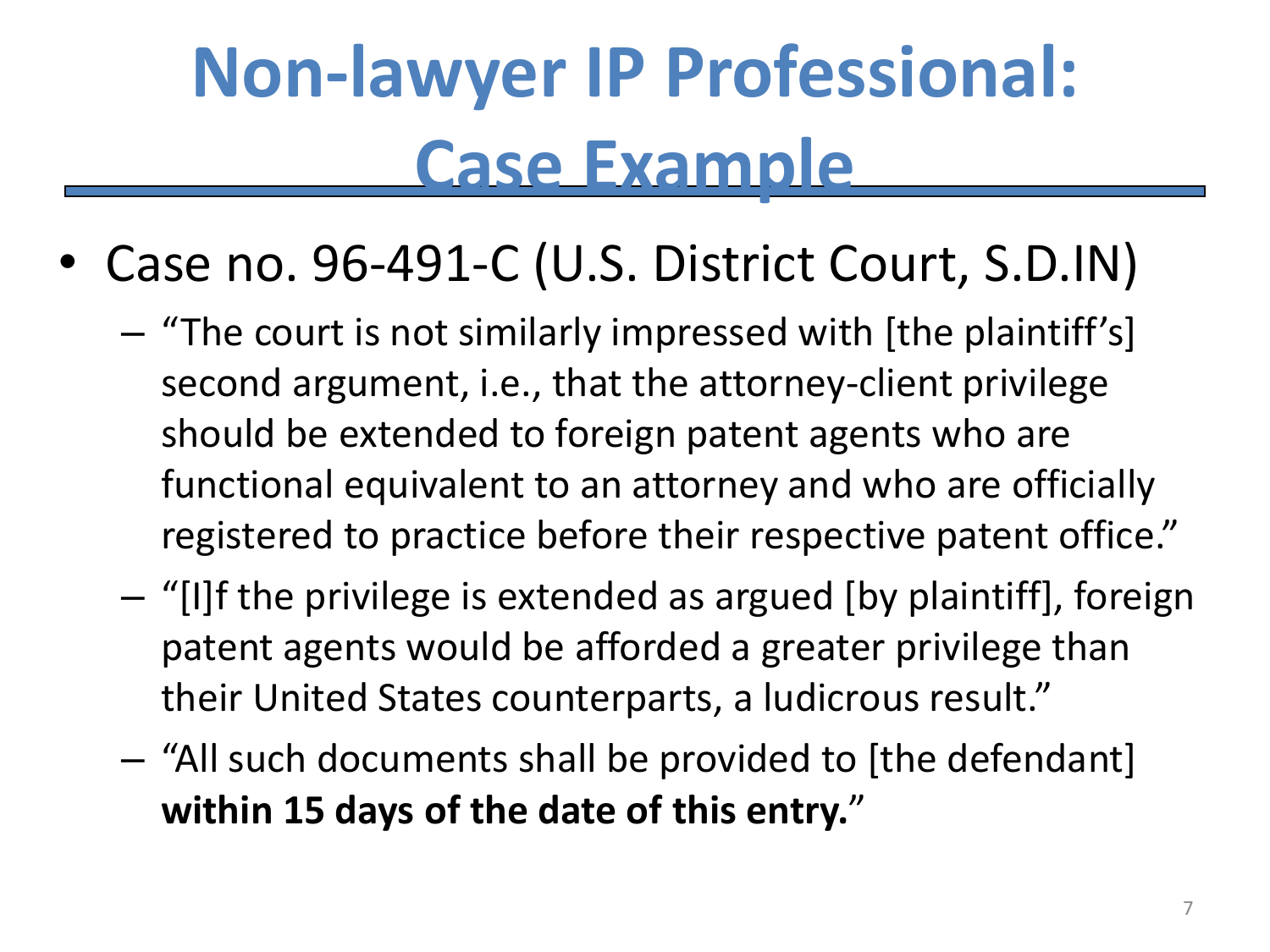# Non-lawyer IP Professional: Case Example

- Case no. 96-491-C (U.S. District Court, S.D.IN)
  - "The court is not similarly impressed with [the plaintiff's] second argument, i.e., that the attorney-client privilege should be extended to foreign patent agents who are functional equivalent to an attorney and who are officially registered to practice before their respective patent office."
  - "[I]f the privilege is extended as argued [by plaintiff], foreign patent agents would be afforded a greater privilege than their United States counterparts, a ludicrous result."
  - "All such documents shall be provided to [the defendant] **within 15 days of the date of this entry.**"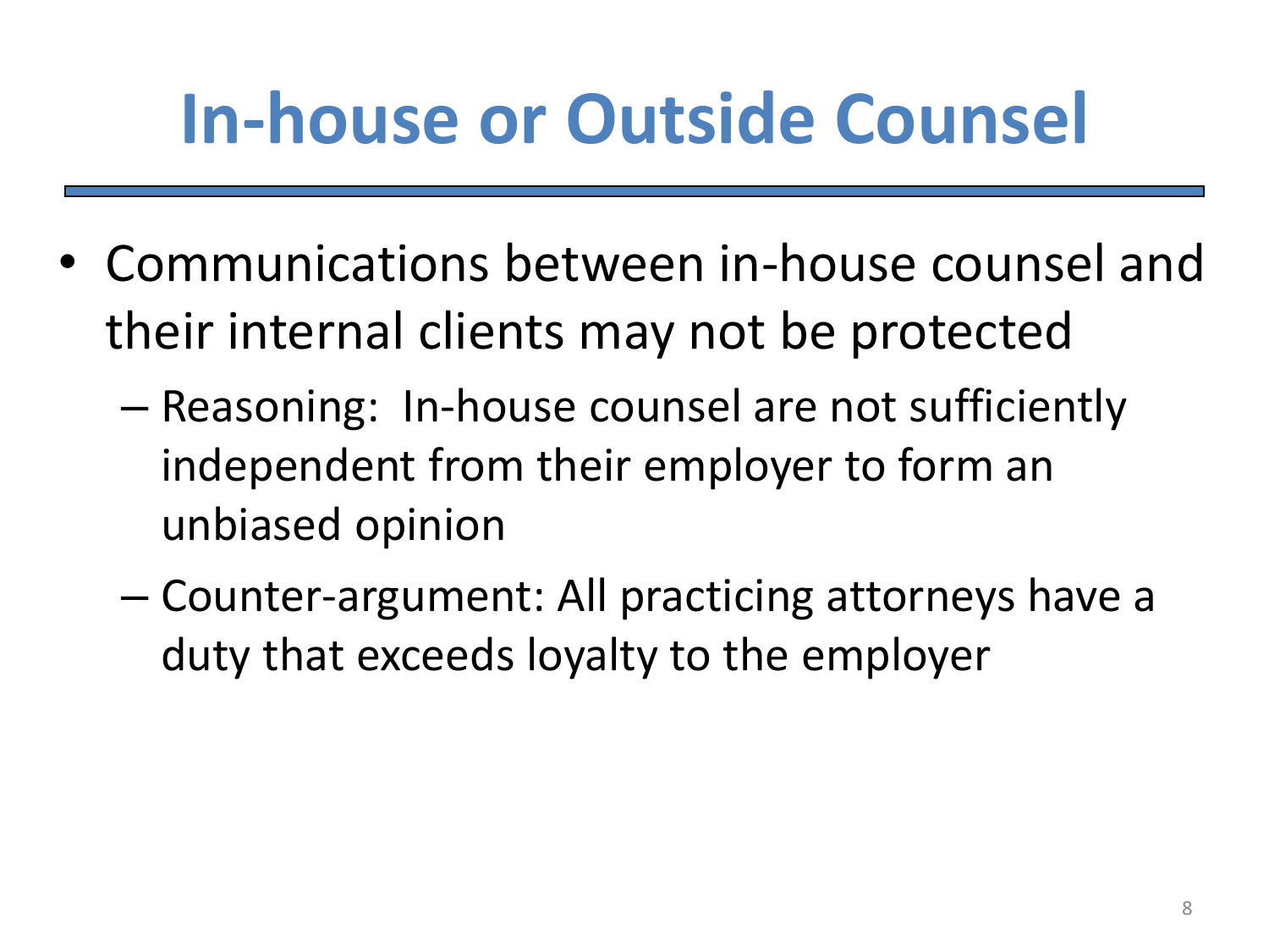# In-house or Outside Counsel

- Communications between in-house counsel and their internal clients may not be protected
  - Reasoning: In-house counsel are not sufficiently independent from their employer to form an unbiased opinion
  - Counter-argument: All practicing attorneys have a duty that exceeds loyalty to the employer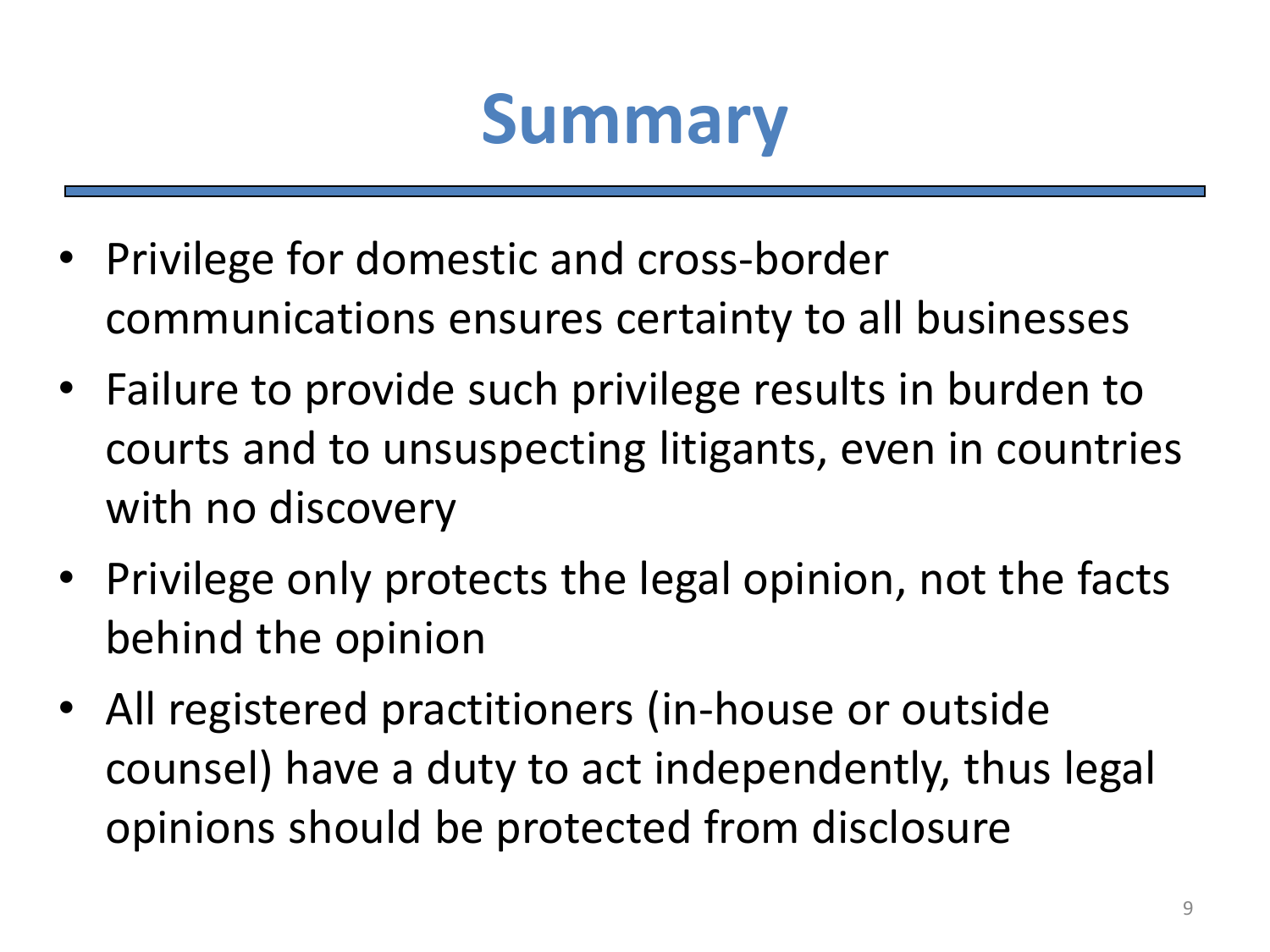# Summary

- Privilege for domestic and cross-border communications ensures certainty to all businesses
- Failure to provide such privilege results in burden to courts and to unsuspecting litigants, even in countries with no discovery
- Privilege only protects the legal opinion, not the facts behind the opinion
- All registered practitioners (in-house or outside counsel) have a duty to act independently, thus legal opinions should be protected from disclosure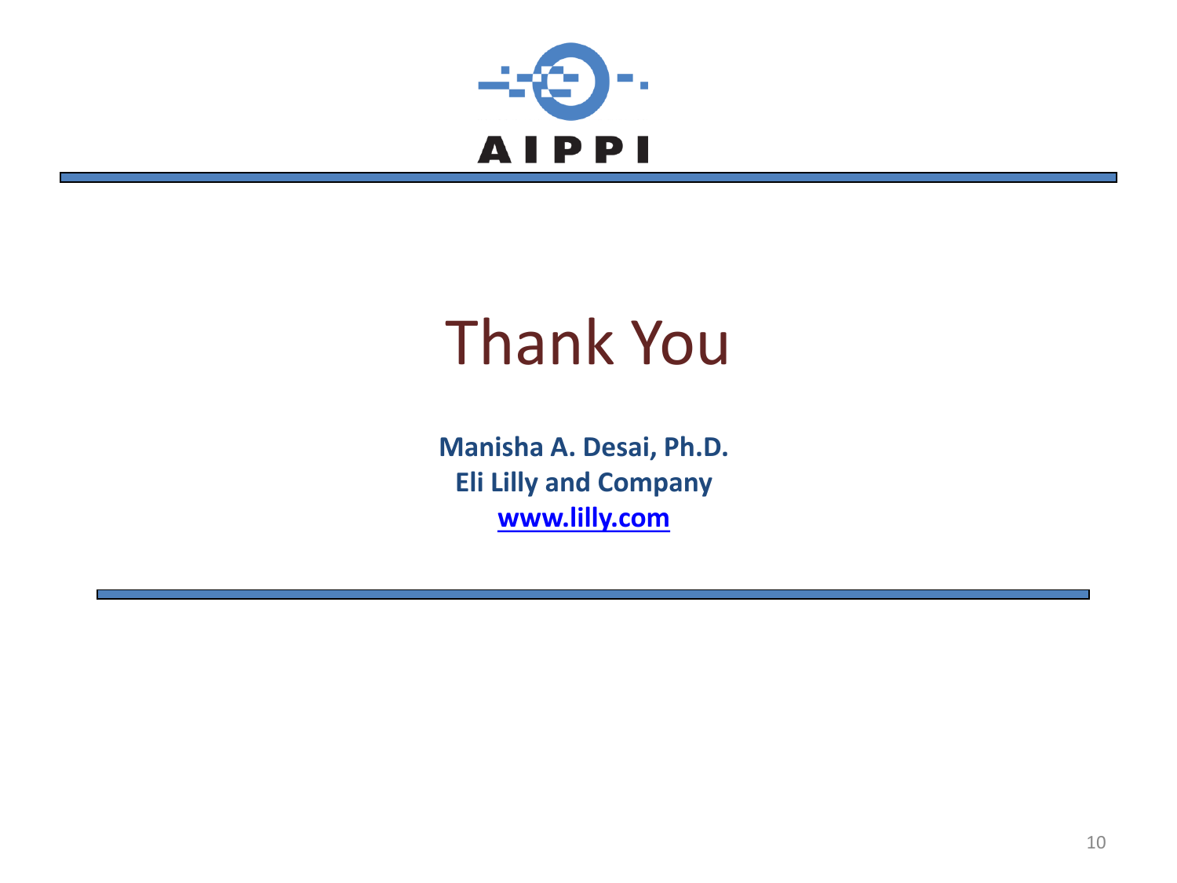AIPPI

# Thank You

**Manisha A. Desai, Ph.D.**
**Eli Lilly and Company**
**[www.lilly.com](http://www.lilly.com)**